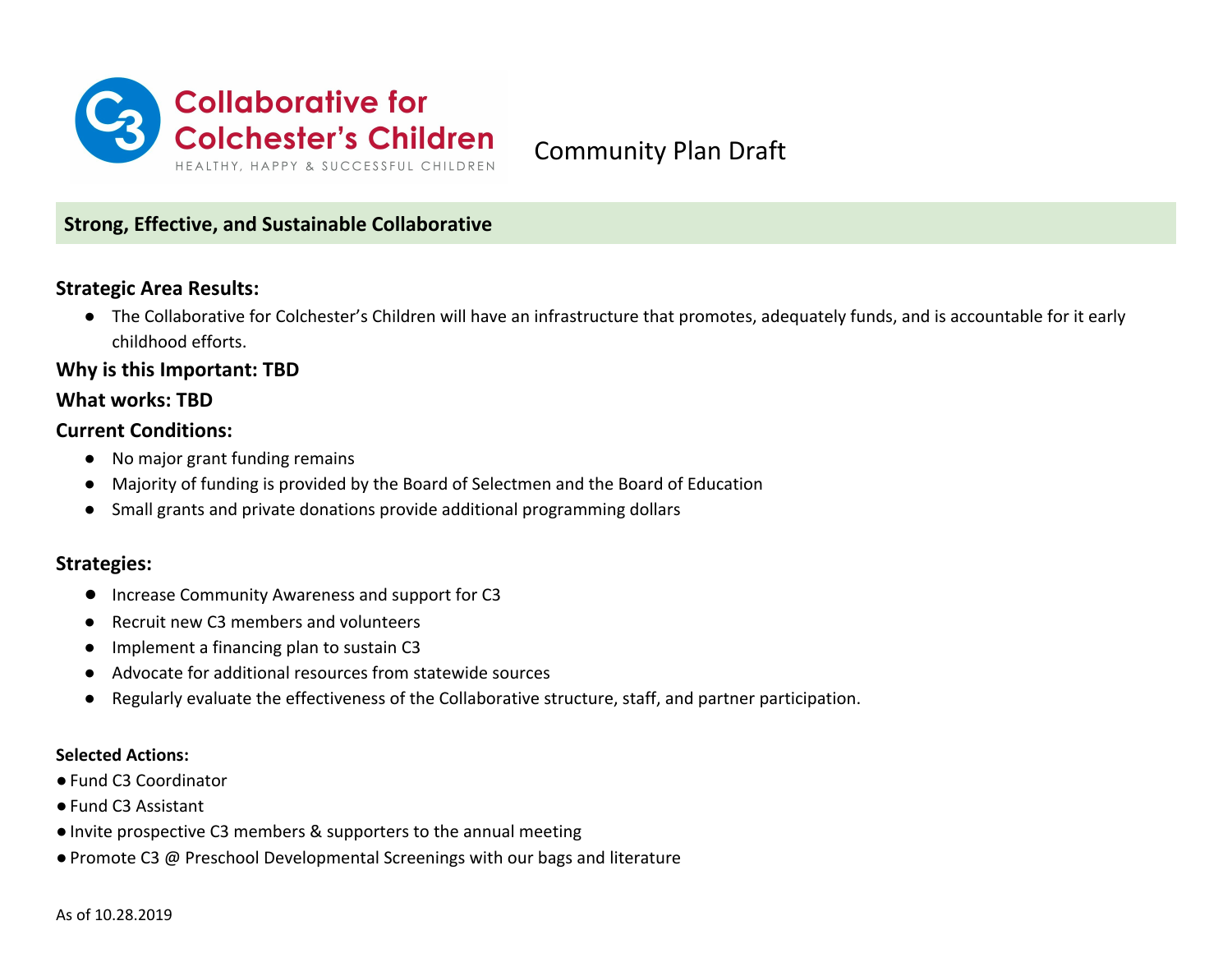# Collaborative for Colchester's Children

HEALTHY, HAPPY & SUCCESSFUL CHILDREN

Community Plan Draft

## Strong, Effective, and Sustainable Collaborative

### Strategic Area Results:

- The Collaborative for Colchester's Children will have an infrastructure that promotes, adequately funds, and is accountable for it early childhood efforts.

### Why is this Important: TBD

### What works: TBD

### Current Conditions:

- No major grant funding remains
- Majority of funding is provided by the Board of Selectmen and the Board of Education
- Small grants and private donations provide additional programming dollars

### Strategies:

- Increase Community Awareness and support for C3
- Recruit new C3 members and volunteers
- Implement a financing plan to sustain C3
- Advocate for additional resources from statewide sources
- Regularly evaluate the effectiveness of the Collaborative structure, staff, and partner participation.

**Selected Actions:**

- Fund C3 Coordinator
- Fund C3 Assistant
- Invite prospective C3 members & supporters to the annual meeting
- Promote C3 @ Preschool Developmental Screenings with our bags and literature

As of 10.28.2019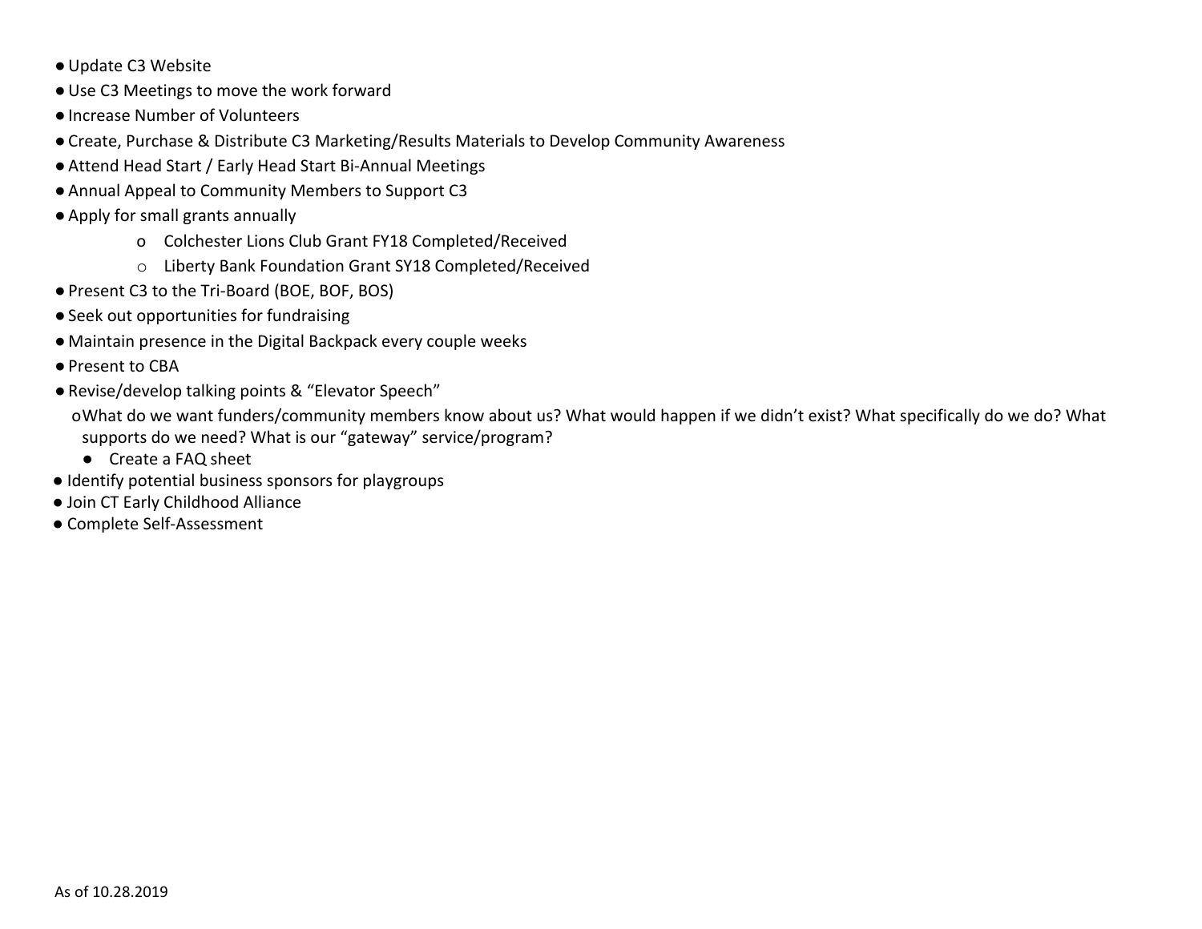- Update C3 Website
- Use C3 Meetings to move the work forward
- Increase Number of Volunteers
- Create, Purchase & Distribute C3 Marketing/Results Materials to Develop Community Awareness
- Attend Head Start / Early Head Start Bi-Annual Meetings
- Annual Appeal to Community Members to Support C3
- Apply for small grants annually
    - Colchester Lions Club Grant FY18 Completed/Received
    - Liberty Bank Foundation Grant SY18 Completed/Received
- Present C3 to the Tri-Board (BOE, BOF, BOS)
- Seek out opportunities for fundraising
- Maintain presence in the Digital Backpack every couple weeks
- Present to CBA
- Revise/develop talking points & "Elevator Speech"
    - What do we want funders/community members know about us? What would happen if we didn't exist? What specifically do we do? What supports do we need? What is our "gateway" service/program?
    - Create a FAQ sheet
- Identify potential business sponsors for playgroups
- Join CT Early Childhood Alliance
- Complete Self-Assessment

As of 10.28.2019